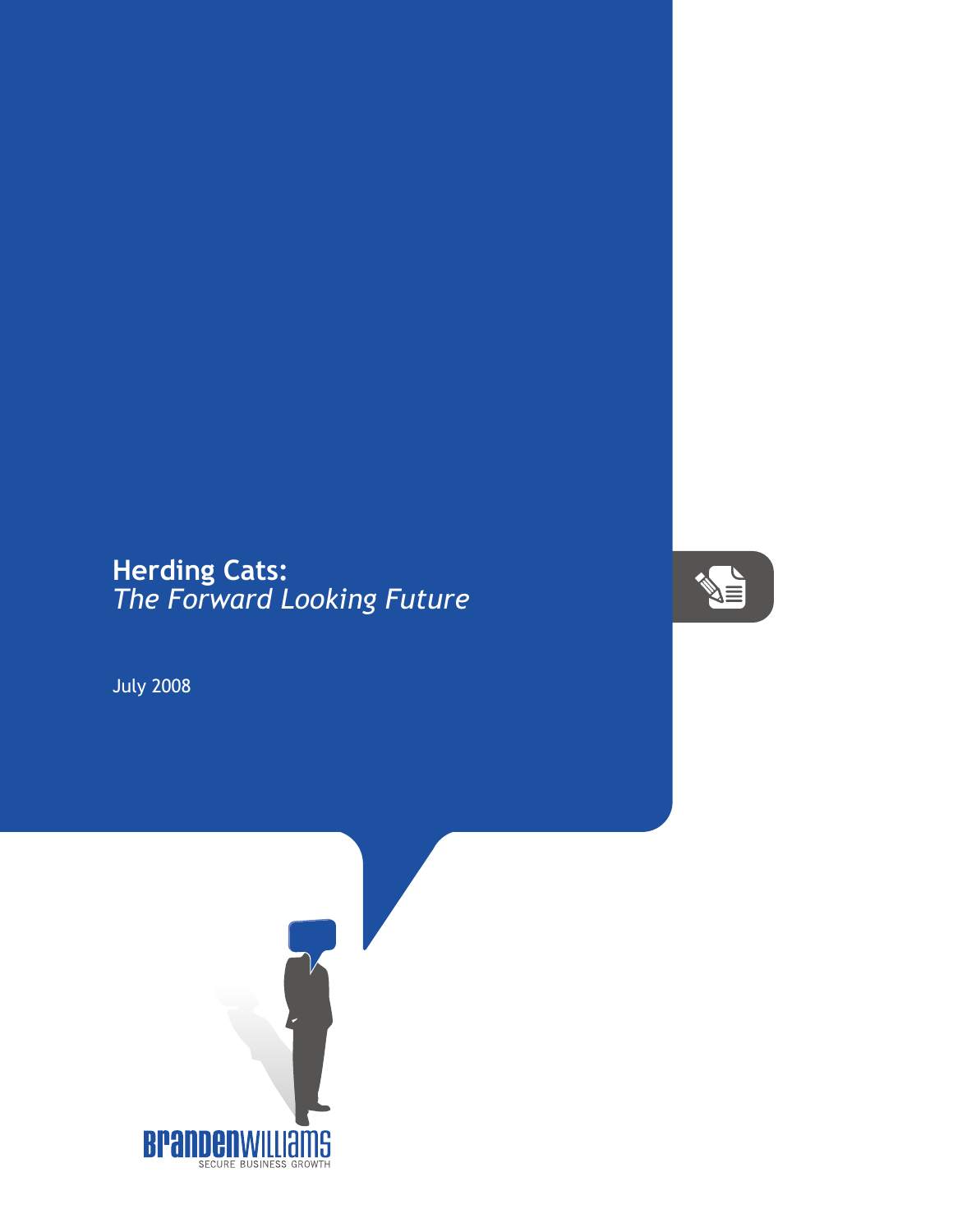# Herding Cats:
*The Forward Looking Future*

July 2008

BrandenWilliams
SECURE BUSINESS GROWTH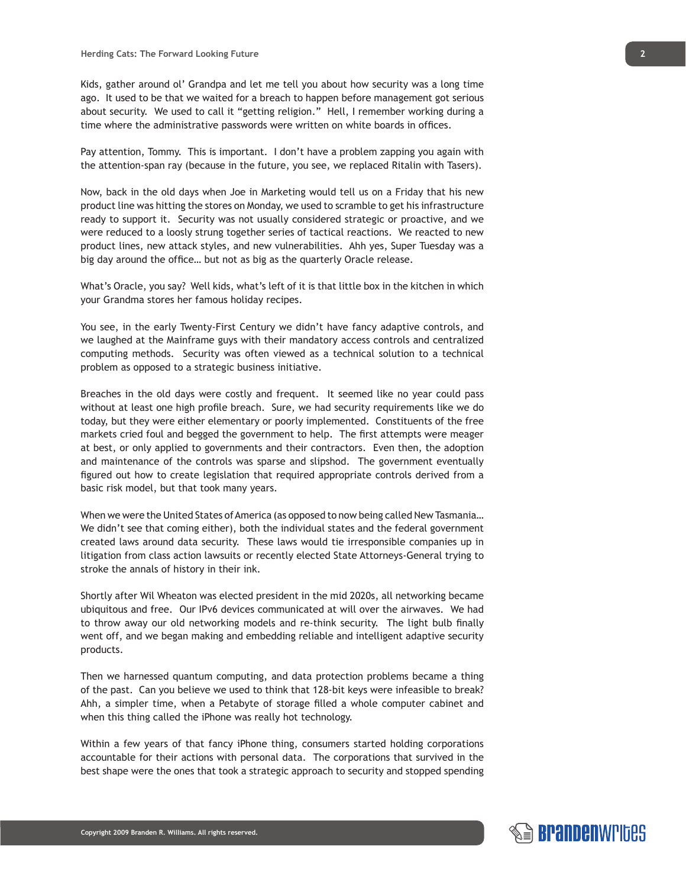Kids, gather around ol' Grandpa and let me tell you about how security was a long time ago. It used to be that we waited for a breach to happen before management got serious about security. We used to call it "getting religion." Hell, I remember working during a time where the administrative passwords were written on white boards in offices.

Pay attention, Tommy. This is important. I don't have a problem zapping you again with the attention-span ray (because in the future, you see, we replaced Ritalin with Tasers).

Now, back in the old days when Joe in Marketing would tell us on a Friday that his new product line was hitting the stores on Monday, we used to scramble to get his infrastructure ready to support it. Security was not usually considered strategic or proactive, and we were reduced to a loosly strung together series of tactical reactions. We reacted to new product lines, new attack styles, and new vulnerabilities. Ahh yes, Super Tuesday was a big day around the office… but not as big as the quarterly Oracle release.

What's Oracle, you say? Well kids, what's left of it is that little box in the kitchen in which your Grandma stores her famous holiday recipes.

You see, in the early Twenty-First Century we didn't have fancy adaptive controls, and we laughed at the Mainframe guys with their mandatory access controls and centralized computing methods. Security was often viewed as a technical solution to a technical problem as opposed to a strategic business initiative.

Breaches in the old days were costly and frequent. It seemed like no year could pass without at least one high profile breach. Sure, we had security requirements like we do today, but they were either elementary or poorly implemented. Constituents of the free markets cried foul and begged the government to help. The first attempts were meager at best, or only applied to governments and their contractors. Even then, the adoption and maintenance of the controls was sparse and slipshod. The government eventually figured out how to create legislation that required appropriate controls derived from a basic risk model, but that took many years.

When we were the United States of America (as opposed to now being called New Tasmania… We didn't see that coming either), both the individual states and the federal government created laws around data security. These laws would tie irresponsible companies up in litigation from class action lawsuits or recently elected State Attorneys-General trying to stroke the annals of history in their ink.

Shortly after Wil Wheaton was elected president in the mid 2020s, all networking became ubiquitous and free. Our IPv6 devices communicated at will over the airwaves. We had to throw away our old networking models and re-think security. The light bulb finally went off, and we began making and embedding reliable and intelligent adaptive security products.

Then we harnessed quantum computing, and data protection problems became a thing of the past. Can you believe we used to think that 128-bit keys were infeasible to break? Ahh, a simpler time, when a Petabyte of storage filled a whole computer cabinet and when this thing called the iPhone was really hot technology.

Within a few years of that fancy iPhone thing, consumers started holding corporations accountable for their actions with personal data. The corporations that survived in the best shape were the ones that took a strategic approach to security and stopped spending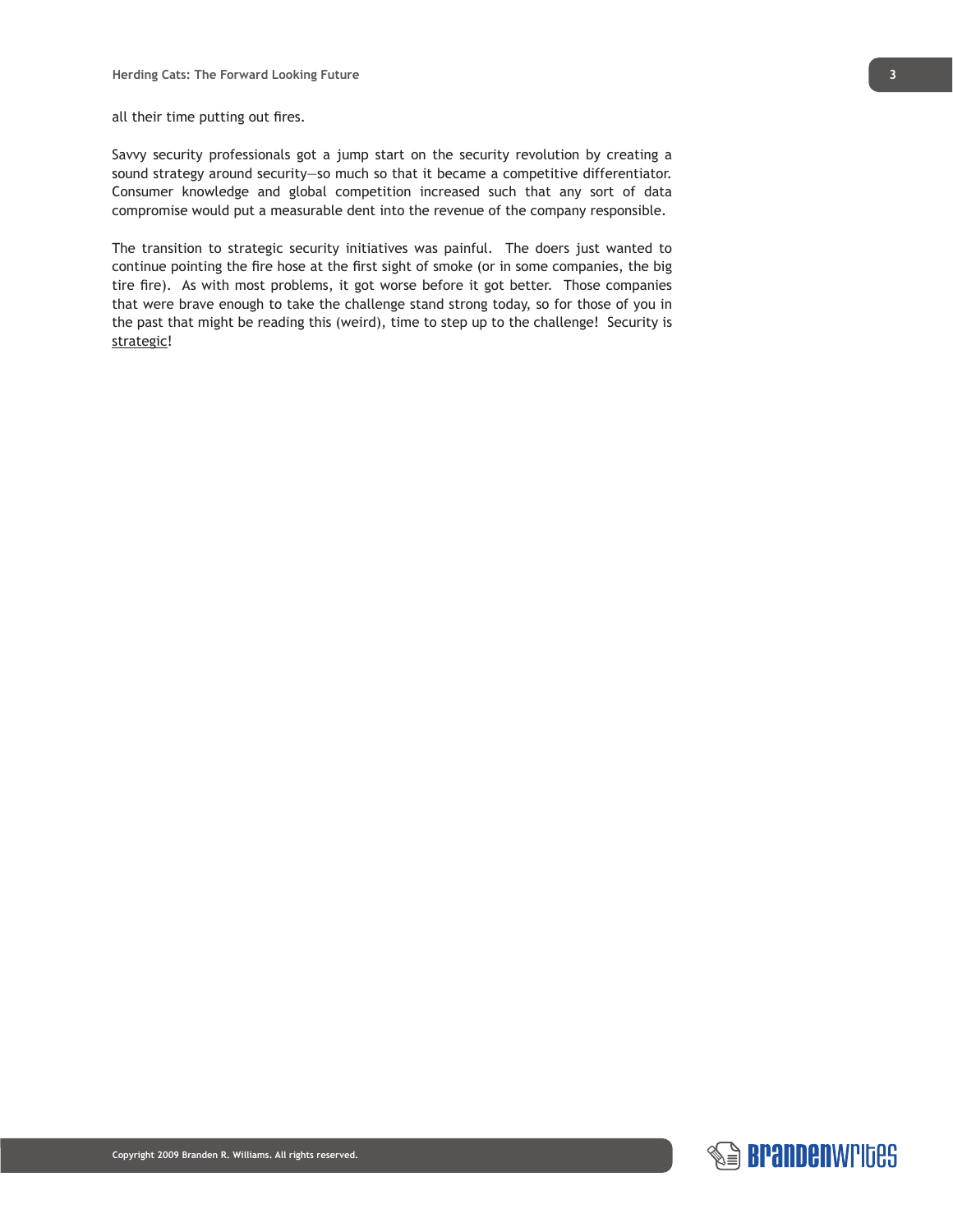all their time putting out fires.

Savvy security professionals got a jump start on the security revolution by creating a sound strategy around security—so much so that it became a competitive differentiator. Consumer knowledge and global competition increased such that any sort of data compromise would put a measurable dent into the revenue of the company responsible.

The transition to strategic security initiatives was painful. The doers just wanted to continue pointing the fire hose at the first sight of smoke (or in some companies, the big tire fire). As with most problems, it got worse before it got better. Those companies that were brave enough to take the challenge stand strong today, so for those of you in the past that might be reading this (weird), time to step up to the challenge! Security is strategic!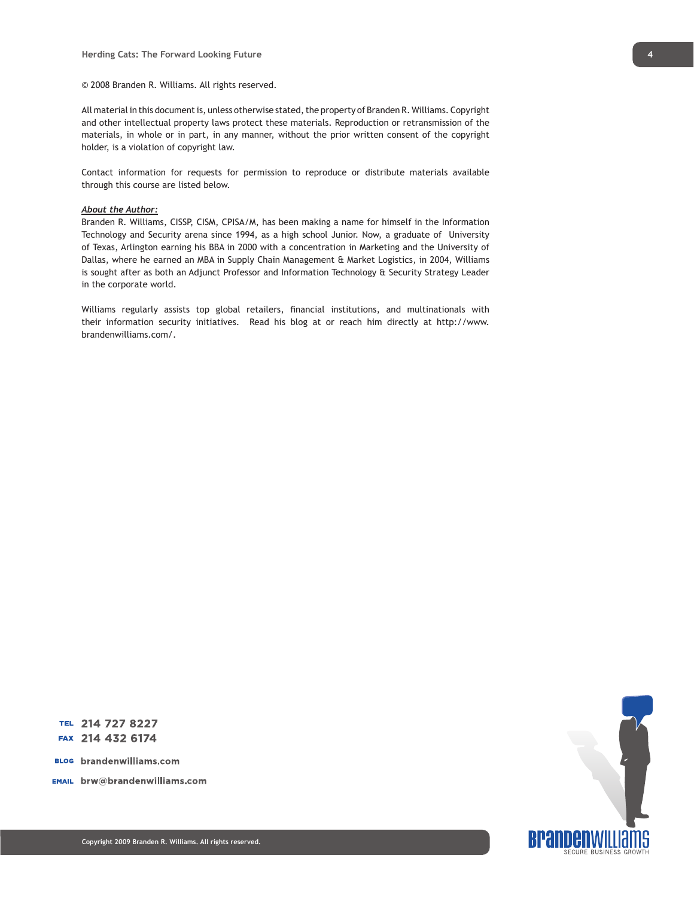© 2008 Branden R. Williams. All rights reserved.

All material in this document is, unless otherwise stated, the property of Branden R. Williams. Copyright and other intellectual property laws protect these materials. Reproduction or retransmission of the materials, in whole or in part, in any manner, without the prior written consent of the copyright holder, is a violation of copyright law.

Contact information for requests for permission to reproduce or distribute materials available through this course are listed below.

***About the Author:***
Branden R. Williams, CISSP, CISM, CPISA/M, has been making a name for himself in the Information Technology and Security arena since 1994, as a high school Junior. Now, a graduate of University of Texas, Arlington earning his BBA in 2000 with a concentration in Marketing and the University of Dallas, where he earned an MBA in Supply Chain Management & Market Logistics, in 2004, Williams is sought after as both an Adjunct Professor and Information Technology & Security Strategy Leader in the corporate world.

Williams regularly assists top global retailers, financial institutions, and multinationals with their information security initiatives. Read his blog at or reach him directly at http://www.brandenwilliams.com/.

**TEL** 214 727 8227
**FAX** 214 432 6174

**BLOG** brandenwilliams.com

**EMAIL** brw@brandenwilliams.com

Copyright 2009 Branden R. Williams. All rights reserved.

BrandenWilliams
SECURE BUSINESS GROWTH